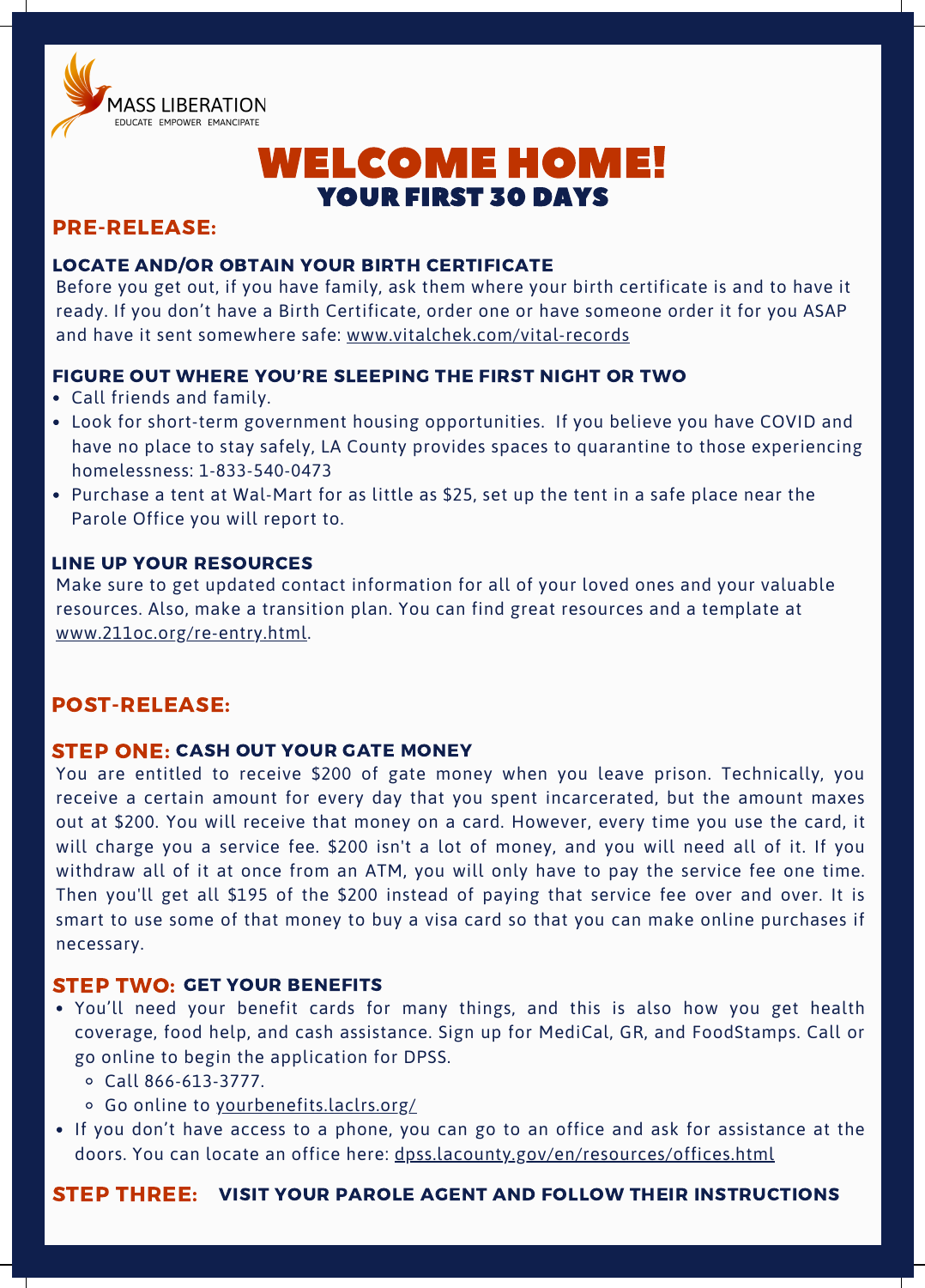MASS LIBERATION
EDUCATE EMPOWER EMANCIPATE

# WELCOME HOME!
## YOUR FIRST 30 DAYS

## PRE-RELEASE:

### LOCATE AND/OR OBTAIN YOUR BIRTH CERTIFICATE

Before you get out, if you have family, ask them where your birth certificate is and to have it ready. If you don't have a Birth Certificate, order one or have someone order it for you ASAP and have it sent somewhere safe: www.vitalchek.com/vital-records

### FIGURE OUT WHERE YOU'RE SLEEPING THE FIRST NIGHT OR TWO

- Call friends and family.
- Look for short-term government housing opportunities. If you believe you have COVID and have no place to stay safely, LA County provides spaces to quarantine to those experiencing homelessness: 1-833-540-0473
- Purchase a tent at Wal-Mart for as little as $25, set up the tent in a safe place near the Parole Office you will report to.

### LINE UP YOUR RESOURCES

Make sure to get updated contact information for all of your loved ones and your valuable resources. Also, make a transition plan. You can find great resources and a template at www.211oc.org/re-entry.html.

## POST-RELEASE:

### STEP ONE: CASH OUT YOUR GATE MONEY

You are entitled to receive $200 of gate money when you leave prison. Technically, you receive a certain amount for every day that you spent incarcerated, but the amount maxes out at $200. You will receive that money on a card. However, every time you use the card, it will charge you a service fee. $200 isn't a lot of money, and you will need all of it. If you withdraw all of it at once from an ATM, you will only have to pay the service fee one time. Then you'll get all $195 of the $200 instead of paying that service fee over and over. It is smart to use some of that money to buy a visa card so that you can make online purchases if necessary.

### STEP TWO: GET YOUR BENEFITS

- You'll need your benefit cards for many things, and this is also how you get health coverage, food help, and cash assistance. Sign up for MediCal, GR, and FoodStamps. Call or go online to begin the application for DPSS.
  - Call 866-613-3777.
  - Go online to yourbenefits.laclrs.org/
- If you don't have access to a phone, you can go to an office and ask for assistance at the doors. You can locate an office here: dpss.lacounty.gov/en/resources/offices.html

### STEP THREE: VISIT YOUR PAROLE AGENT AND FOLLOW THEIR INSTRUCTIONS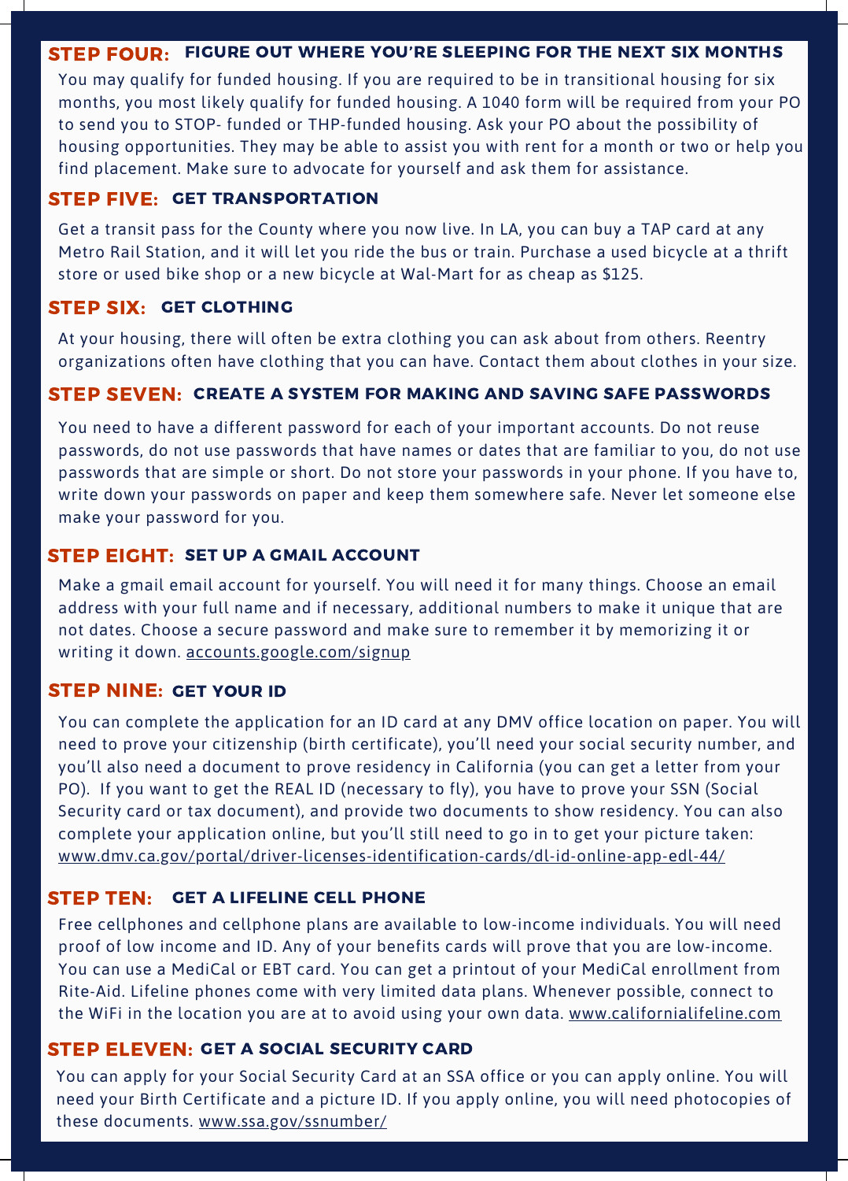## STEP FOUR: FIGURE OUT WHERE YOU'RE SLEEPING FOR THE NEXT SIX MONTHS

You may qualify for funded housing. If you are required to be in transitional housing for six months, you most likely qualify for funded housing. A 1040 form will be required from your PO to send you to STOP- funded or THP-funded housing. Ask your PO about the possibility of housing opportunities. They may be able to assist you with rent for a month or two or help you find placement. Make sure to advocate for yourself and ask them for assistance.

## STEP FIVE: GET TRANSPORTATION

Get a transit pass for the County where you now live. In LA, you can buy a TAP card at any Metro Rail Station, and it will let you ride the bus or train. Purchase a used bicycle at a thrift store or used bike shop or a new bicycle at Wal-Mart for as cheap as $125.

## STEP SIX: GET CLOTHING

At your housing, there will often be extra clothing you can ask about from others. Reentry organizations often have clothing that you can have. Contact them about clothes in your size.

## STEP SEVEN: CREATE A SYSTEM FOR MAKING AND SAVING SAFE PASSWORDS

You need to have a different password for each of your important accounts. Do not reuse passwords, do not use passwords that have names or dates that are familiar to you, do not use passwords that are simple or short. Do not store your passwords in your phone. If you have to, write down your passwords on paper and keep them somewhere safe. Never let someone else make your password for you.

## STEP EIGHT: SET UP A GMAIL ACCOUNT

Make a gmail email account for yourself. You will need it for many things. Choose an email address with your full name and if necessary, additional numbers to make it unique that are not dates. Choose a secure password and make sure to remember it by memorizing it or writing it down. accounts.google.com/signup

## STEP NINE: GET YOUR ID

You can complete the application for an ID card at any DMV office location on paper. You will need to prove your citizenship (birth certificate), you'll need your social security number, and you'll also need a document to prove residency in California (you can get a letter from your PO). If you want to get the REAL ID (necessary to fly), you have to prove your SSN (Social Security card or tax document), and provide two documents to show residency. You can also complete your application online, but you'll still need to go in to get your picture taken: www.dmv.ca.gov/portal/driver-licenses-identification-cards/dl-id-online-app-edl-44/

## STEP TEN: GET A LIFELINE CELL PHONE

Free cellphones and cellphone plans are available to low-income individuals. You will need proof of low income and ID. Any of your benefits cards will prove that you are low-income. You can use a MediCal or EBT card. You can get a printout of your MediCal enrollment from Rite-Aid. Lifeline phones come with very limited data plans. Whenever possible, connect to the WiFi in the location you are at to avoid using your own data. www.californialifeline.com

## STEP ELEVEN: GET A SOCIAL SECURITY CARD

You can apply for your Social Security Card at an SSA office or you can apply online. You will need your Birth Certificate and a picture ID. If you apply online, you will need photocopies of these documents. www.ssa.gov/ssnumber/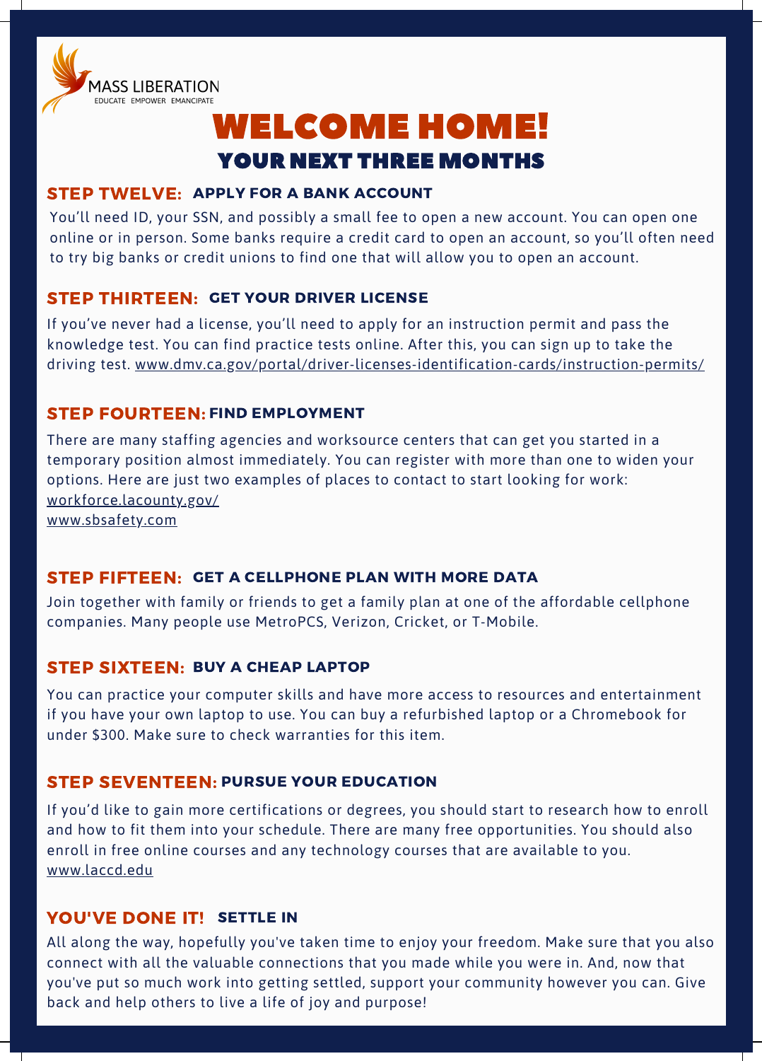MASS LIBERATION

EDUCATE EMPOWER EMANCIPATE

# WELCOME HOME!

## YOUR NEXT THREE MONTHS

### STEP TWELVE: APPLY FOR A BANK ACCOUNT

You'll need ID, your SSN, and possibly a small fee to open a new account. You can open one online or in person. Some banks require a credit card to open an account, so you'll often need to try big banks or credit unions to find one that will allow you to open an account.

### STEP THIRTEEN: GET YOUR DRIVER LICENSE

If you've never had a license, you'll need to apply for an instruction permit and pass the knowledge test. You can find practice tests online. After this, you can sign up to take the driving test. www.dmv.ca.gov/portal/driver-licenses-identification-cards/instruction-permits/

### STEP FOURTEEN: FIND EMPLOYMENT

There are many staffing agencies and worksource centers that can get you started in a temporary position almost immediately. You can register with more than one to widen your options. Here are just two examples of places to contact to start looking for work:

workforce.lacounty.gov/

www.sbsafety.com

### STEP FIFTEEN: GET A CELLPHONE PLAN WITH MORE DATA

Join together with family or friends to get a family plan at one of the affordable cellphone companies. Many people use MetroPCS, Verizon, Cricket, or T-Mobile.

### STEP SIXTEEN: BUY A CHEAP LAPTOP

You can practice your computer skills and have more access to resources and entertainment if you have your own laptop to use. You can buy a refurbished laptop or a Chromebook for under $300. Make sure to check warranties for this item.

### STEP SEVENTEEN: PURSUE YOUR EDUCATION

If you'd like to gain more certifications or degrees, you should start to research how to enroll and how to fit them into your schedule. There are many free opportunities. You should also enroll in free online courses and any technology courses that are available to you.

www.laccd.edu

### YOU'VE DONE IT! SETTLE IN

All along the way, hopefully you've taken time to enjoy your freedom. Make sure that you also connect with all the valuable connections that you made while you were in. And, now that you've put so much work into getting settled, support your community however you can. Give back and help others to live a life of joy and purpose!